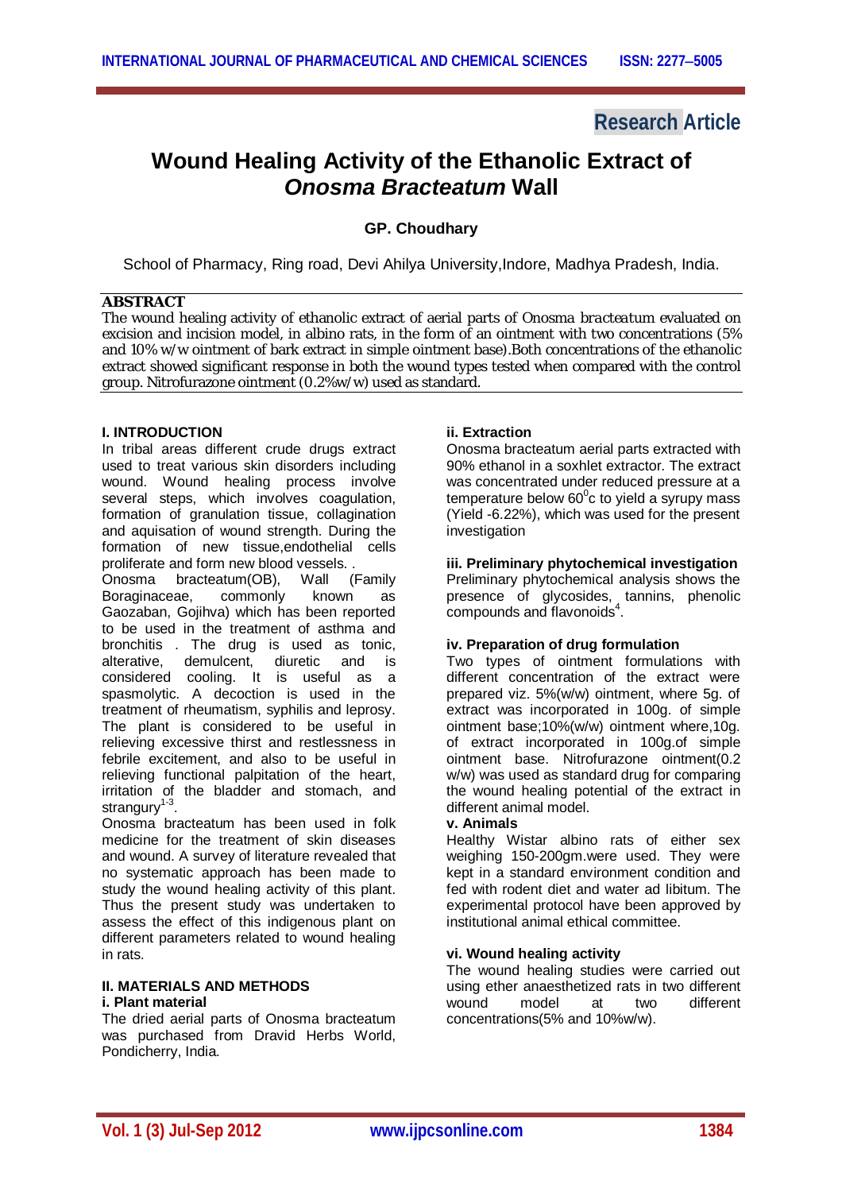Research Article

# Wound Healing Activity of the Ethanolic Extract of *Onosma Bracteatum* Wall

**GP. Choudhary**

School of Pharmacy, Ring road, Devi Ahilya University,Indore, Madhya Pradesh, India.

## ABSTRACT

The wound healing activity of ethanolic extract of aerial parts of *Onosma bracteatum* evaluated on excision and incision model, in albino rats, in the form of an ointment with two concentrations (5% and 10% w/w ointment of bark extract in simple ointment base).Both concentrations of the ethanolic extract showed significant response in both the wound types tested when compared with the control group. Nitrofurazone ointment (0.2%w/w) used as standard.

## I. INTRODUCTION

In tribal areas different crude drugs extract used to treat various skin disorders including wound. Wound healing process involve several steps, which involves coagulation, formation of granulation tissue, collagination and aquisation of wound strength. During the formation of new tissue,endothelial cells proliferate and form new blood vessels. .

Onosma bracteatum(OB), Wall (Family Boraginaceae, commonly known as Gaozaban, Gojihva) which has been reported to be used in the treatment of asthma and bronchitis . The drug is used as tonic, alterative, demulcent, diuretic and is considered cooling. It is useful as a spasmolytic. A decoction is used in the treatment of rheumatism, syphilis and leprosy. The plant is considered to be useful in relieving excessive thirst and restlessness in febrile excitement, and also to be useful in relieving functional palpitation of the heart, irritation of the bladder and stomach, and strangury[1-3].

Onosma bracteatum has been used in folk medicine for the treatment of skin diseases and wound. A survey of literature revealed that no systematic approach has been made to study the wound healing activity of this plant. Thus the present study was undertaken to assess the effect of this indigenous plant on different parameters related to wound healing in rats.

## II. MATERIALS AND METHODS

### i. Plant material

The dried aerial parts of Onosma bracteatum was purchased from Dravid Herbs World, Pondicherry, India.

### ii. Extraction

Onosma bracteatum aerial parts extracted with 90% ethanol in a soxhlet extractor. The extract was concentrated under reduced pressure at a temperature below $60^0$c to yield a syrupy mass (Yield -6.22%), which was used for the present investigation

### iii. Preliminary phytochemical investigation

Preliminary phytochemical analysis shows the presence of glycosides, tannins, phenolic compounds and flavonoids[4].

### iv. Preparation of drug formulation

Two types of ointment formulations with different concentration of the extract were prepared viz. 5%(w/w) ointment, where 5g. of extract was incorporated in 100g. of simple ointment base;10%(w/w) ointment where,10g. of extract incorporated in 100g.of simple ointment base. Nitrofurazone ointment(0.2 w/w) was used as standard drug for comparing the wound healing potential of the extract in different animal model.

### v. Animals

Healthy Wistar albino rats of either sex weighing 150-200gm.were used. They were kept in a standard environment condition and fed with rodent diet and water ad libitum. The experimental protocol have been approved by institutional animal ethical committee.

### vi. Wound healing activity

The wound healing studies were carried out using ether anaesthetized rats in two different wound model at two different concentrations(5% and 10%w/w).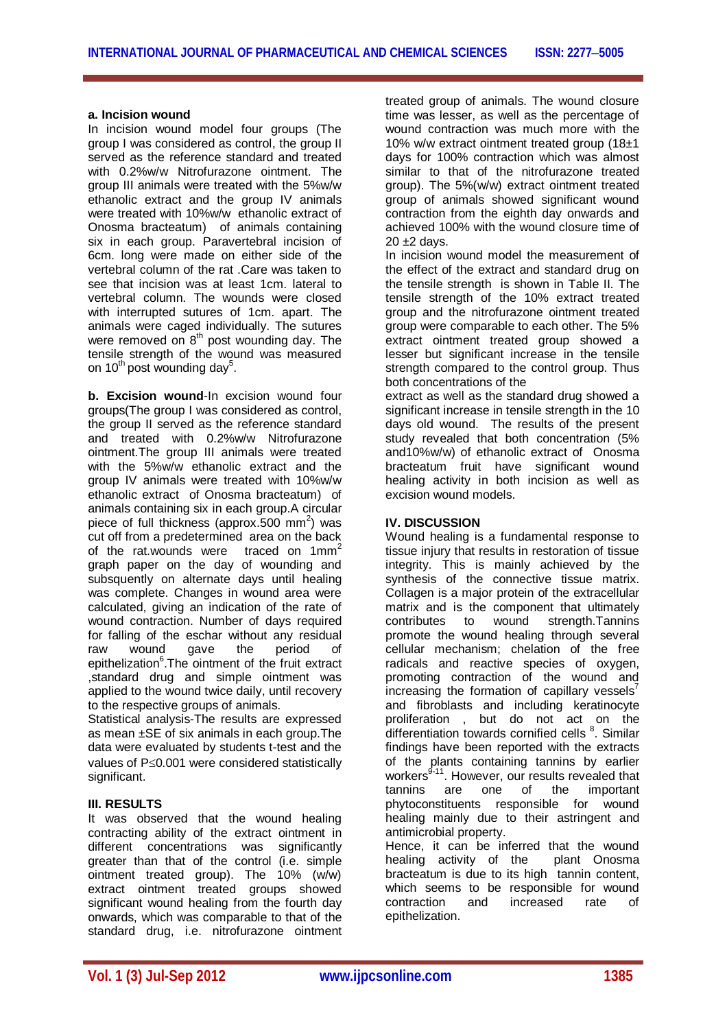### a. Incision wound

In incision wound model four groups (The group I was considered as control, the group II served as the reference standard and treated with 0.2%w/w Nitrofurazone ointment. The group III animals were treated with the 5%w/w ethanolic extract and the group IV animals were treated with 10%w/w ethanolic extract of Onosma bracteatum) of animals containing six in each group. Paravertebral incision of 6cm. long were made on either side of the vertebral column of the rat .Care was taken to see that incision was at least 1cm. lateral to vertebral column. The wounds were closed with interrupted sutures of 1cm. apart. The animals were caged individually. The sutures were removed on $8^{th}$ post wounding day. The tensile strength of the wound was measured on $10^{th}$ post wounding day[5].

**b. Excision wound**-In excision wound four groups(The group I was considered as control, the group II served as the reference standard and treated with 0.2%w/w Nitrofurazone ointment.The group III animals were treated with the 5%w/w ethanolic extract and the group IV animals were treated with 10%w/w ethanolic extract of Onosma bracteatum) of animals containing six in each group.A circular piece of full thickness (approx.500 $mm^2$) was cut off from a predetermined area on the back of the rat.wounds were traced on 1$mm^2$ graph paper on the day of wounding and subsquently on alternate days until healing was complete. Changes in wound area were calculated, giving an indication of the rate of wound contraction. Number of days required for falling of the eschar without any residual raw wound gave the period of epithelization[6].The ointment of the fruit extract ,standard drug and simple ointment was applied to the wound twice daily, until recovery to the respective groups of animals.

Statistical analysis-The results are expressed as mean ±SE of six animals in each group.The data were evaluated by students t-test and the values of $P \leq 0.001$ were considered statistically significant.

### III. RESULTS

It was observed that the wound healing contracting ability of the extract ointment in different concentrations was significantly greater than that of the control (i.e. simple ointment treated group). The 10% (w/w) extract ointment treated groups showed significant wound healing from the fourth day onwards, which was comparable to that of the standard drug, i.e. nitrofurazone ointment treated group of animals. The wound closure time was lesser, as well as the percentage of wound contraction was much more with the 10% w/w extract ointment treated group (18±1 days for 100% contraction which was almost similar to that of the nitrofurazone treated group). The 5%(w/w) extract ointment treated group of animals showed significant wound contraction from the eighth day onwards and achieved 100% with the wound closure time of 20 ±2 days.

In incision wound model the measurement of the effect of the extract and standard drug on the tensile strength is shown in Table II. The tensile strength of the 10% extract treated group and the nitrofurazone ointment treated group were comparable to each other. The 5% extract ointment treated group showed a lesser but significant increase in the tensile strength compared to the control group. Thus both concentrations of the extract as well as the standard drug showed a significant increase in tensile strength in the 10 days old wound. The results of the present study revealed that both concentration (5% and10%w/w) of ethanolic extract of Onosma bracteatum fruit have significant wound healing activity in both incision as well as excision wound models.

### IV. DISCUSSION

Wound healing is a fundamental response to tissue injury that results in restoration of tissue integrity. This is mainly achieved by the synthesis of the connective tissue matrix. Collagen is a major protein of the extracellular matrix and is the component that ultimately contributes to wound strength.Tannins promote the wound healing through several cellular mechanism; chelation of the free radicals and reactive species of oxygen, promoting contraction of the wound and increasing the formation of capillary vessels[7] and fibroblasts and including keratinocyte proliferation , but do not act on the differentiation towards cornified cells [8]. Similar findings have been reported with the extracts of the plants containing tannins by earlier workers[9-11]. However, our results revealed that tannins are one of the important phytoconstituents responsible for wound healing mainly due to their astringent and antimicrobial property.

Hence, it can be inferred that the wound healing activity of the plant Onosma bracteatum is due to its high tannin content, which seems to be responsible for wound contraction and increased rate of epithelization.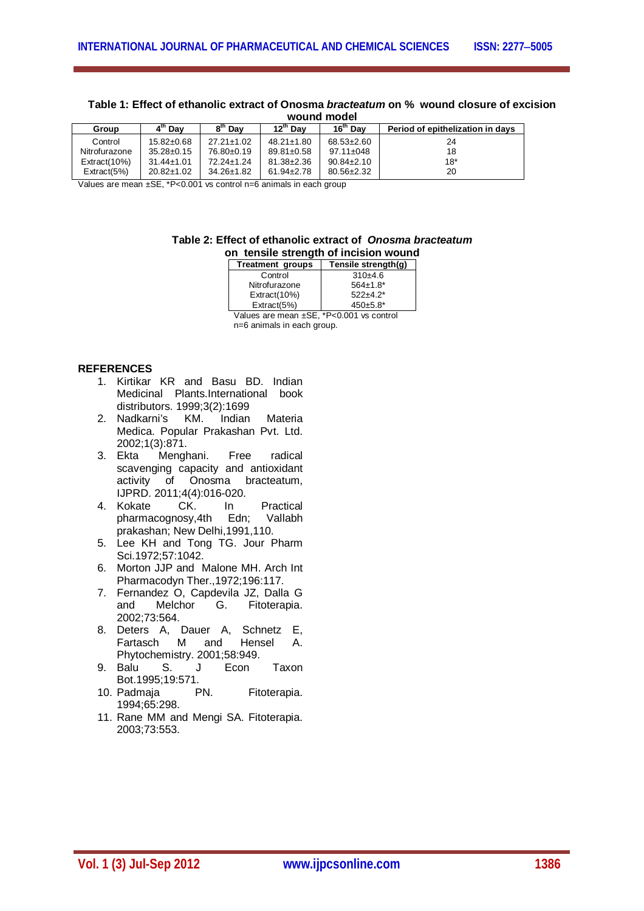**Table 1: Effect of ethanolic extract of Onosma *bracteatum* on % wound closure of excision wound model**

| Group | 4th Day | 8th Day | 12th Day | 16th Day | Period of epithelization in days |
|---|---|---|---|---|---|
| Control | 15.82±0.68 | 27.21±1.02 | 48.21±1.80 | 68.53±2.60 | 24 |
| Nitrofurazone | 35.28±0.15 | 76.80±0.19 | 89.81±0.58 | 97.11±048 | 18 |
| Extract(10%) | 31.44±1.01 | 72.24±1.24 | 81.38±2.36 | 90.84±2.10 | 18* |
| Extract(5%) | 20.82±1.02 | 34.26±1.82 | 61.94±2.78 | 80.56±2.32 | 20 |

Values are mean ±SE, *P<0.001 vs control n=6 animals in each group

**Table 2: Effect of ethanolic extract of *Onosma bracteatum* on tensile strength of incision wound**

| Treatment groups | Tensile strength(g) |
|---|---|
| Control | 310±4.6 |
| Nitrofurazone | 564±1.8* |
| Extract(10%) | 522±4.2* |
| Extract(5%) | 450±5.8* |

Values are mean ±SE, *P<0.001 vs control n=6 animals in each group.

## REFERENCES

1. Kirtikar KR and Basu BD. Indian Medicinal Plants.International book distributors. 1999;3(2):1699
2. Nadkarni's KM. Indian Materia Medica. Popular Prakashan Pvt. Ltd. 2002;1(3):871.
3. Ekta Menghani. Free radical scavenging capacity and antioxidant activity of Onosma bracteaum, IJPRD. 2011;4(4):016-020.
4. Kokate CK. In Practical pharmacognosy,4th Edn; Vallabh prakashan; New Delhi,1991,110.
5. Lee KH and Tong TG. Jour Pharm Sci.1972;57:1042.
6. Morton JJP and Malone MH. Arch Int Pharmacodyn Ther.,1972;196:117.
7. Fernandez O, Capdevila JZ, Dalla G and Melchor G. Fitoterapia. 2002;73:564.
8. Deters A, Dauer A, Schnetz E, Fartasch M and Hensel A. Phytochemistry. 2001;58:949.
9. Balu S. J Econ Taxon Bot.1995;19:571.
10. Padmaja PN. Fitoterapia. 1994;65:298.
11. Rane MM and Mengi SA. Fitoterapia. 2003;73:553.